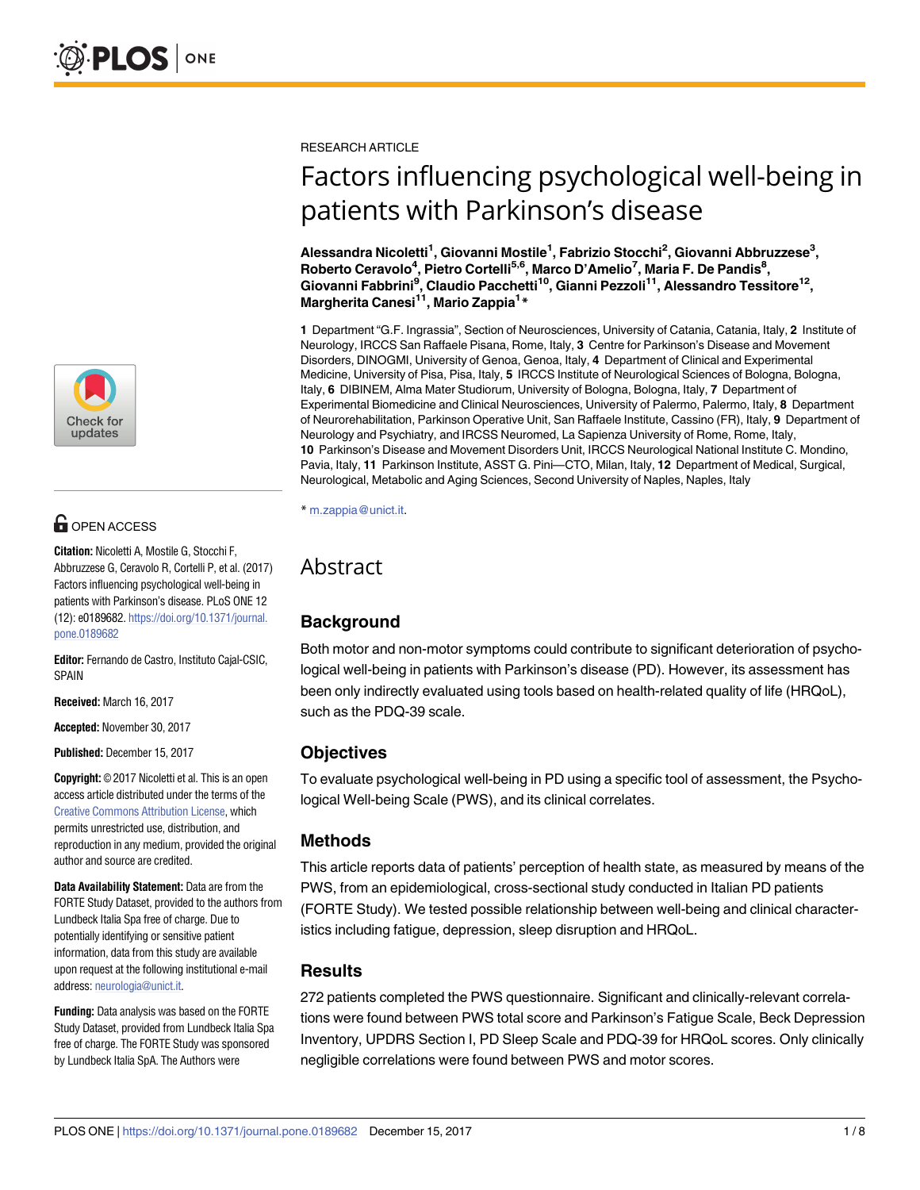RESEARCH ARTICLE

# Factors influencing psychological well-being in patients with Parkinson's disease

**Alessandra Nicoletti[1], Giovanni Mostile[1], Fabrizio Stocchi[2], Giovanni Abbruzzese[3], Roberto Ceravolo[4], Pietro Cortelli[5,6], Marco D'Amelio[7], Maria F. De Pandis[8], Giovanni Fabbrini[9], Claudio Pacchetti[10], Gianni Pezzoli[11], Alessandro Tessitore[12], Margherita Canesi[11], Mario Zappia[1]***

**1** Department "G.F. Ingrassia", Section of Neurosciences, University of Catania, Catania, Italy, **2** Institute of Neurology, IRCCS San Raffaele Pisana, Rome, Italy, **3** Centre for Parkinson's Disease and Movement Disorders, DINOGMI, University of Genoa, Genoa, Italy, **4** Department of Clinical and Experimental Medicine, University of Pisa, Pisa, Italy, **5** IRCCS Institute of Neurological Sciences of Bologna, Bologna, Italy, **6** DIBINEM, Alma Mater Studiorum, University of Bologna, Bologna, Italy, **7** Department of Experimental Biomedicine and Clinical Neurosciences, University of Palermo, Palermo, Italy, **8** Department of Neurorehabilitation, Parkinson Operative Unit, San Raffaele Institute, Cassino (FR), Italy, **9** Department of Neurology and Psychiatry, and IRCSS Neuromed, La Sapienza University of Rome, Rome, Italy, **10** Parkinson's Disease and Movement Disorders Unit, IRCCS Neurological National Institute C. Mondino, Pavia, Italy, **11** Parkinson Institute, ASST G. Pini—CTO, Milan, Italy, **12** Department of Medical, Surgical, Neurological, Metabolic and Aging Sciences, Second University of Naples, Naples, Italy

* m.zappia@unict.it.

OPEN ACCESS

**Citation:** Nicoletti A, Mostile G, Stocchi F, Abbruzzese G, Ceravolo R, Cortelli P, et al. (2017) Factors influencing psychological well-being in patients with Parkinson's disease. PLoS ONE 12 (12): e0189682. https://doi.org/10.1371/journal.pone.0189682

**Editor:** Fernando de Castro, Instituto Cajal-CSIC, SPAIN

**Received:** March 16, 2017

**Accepted:** November 30, 2017

**Published:** December 15, 2017

**Copyright:** © 2017 Nicoletti et al. This is an open access article distributed under the terms of the Creative Commons Attribution License, which permits unrestricted use, distribution, and reproduction in any medium, provided the original author and source are credited.

**Data Availability Statement:** Data are from the FORTE Study Dataset, provided to the authors from Lundbeck Italia Spa free of charge. Due to potentially identifying or sensitive patient information, data from this study are available upon request at the following institutional e-mail address: neurologia@unict.it.

**Funding:** Data analysis was based on the FORTE Study Dataset, provided from Lundbeck Italia Spa free of charge. The FORTE Study was sponsored by Lundbeck Italia SpA. The Authors were

# Abstract

## Background

Both motor and non-motor symptoms could contribute to significant deterioration of psychological well-being in patients with Parkinson's disease (PD). However, its assessment has been only indirectly evaluated using tools based on health-related quality of life (HRQoL), such as the PDQ-39 scale.

## Objectives

To evaluate psychological well-being in PD using a specific tool of assessment, the Psychological Well-being Scale (PWS), and its clinical correlates.

## Methods

This article reports data of patients' perception of health state, as measured by means of the PWS, from an epidemiological, cross-sectional study conducted in Italian PD patients (FORTE Study). We tested possible relationship between well-being and clinical characteristics including fatigue, depression, sleep disruption and HRQoL.

## Results

272 patients completed the PWS questionnaire. Significant and clinically-relevant correlations were found between PWS total score and Parkinson's Fatigue Scale, Beck Depression Inventory, UPDRS Section I, PD Sleep Scale and PDQ-39 for HRQoL scores. Only clinically negligible correlations were found between PWS and motor scores.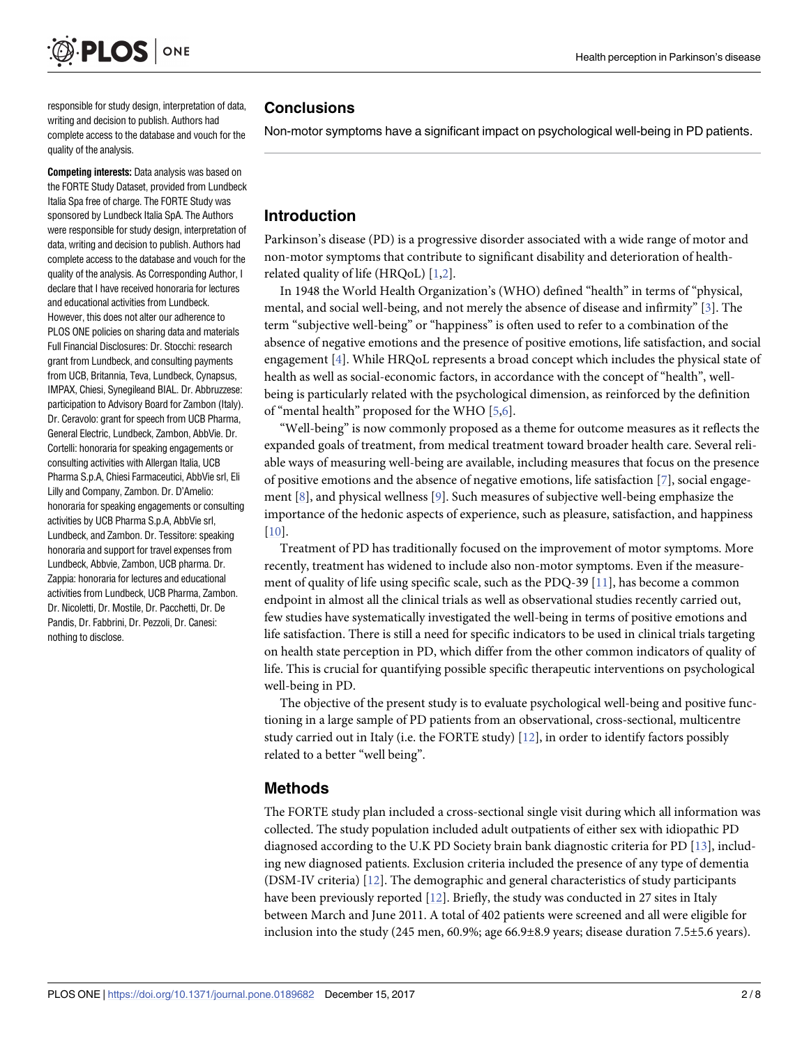responsible for study design, interpretation of data, writing and decision to publish. Authors had complete access to the database and vouch for the quality of the analysis.

**Competing interests:** Data analysis was based on the FORTE Study Dataset, provided from Lundbeck Italia Spa free of charge. The FORTE Study was sponsored by Lundbeck Italia SpA. The Authors were responsible for study design, interpretation of data, writing and decision to publish. Authors had complete access to the database and vouch for the quality of the analysis. As Corresponding Author, I declare that I have received honoraria for lectures and educational activities from Lundbeck. However, this does not alter our adherence to PLOS ONE policies on sharing data and materials Full Financial Disclosures: Dr. Stocchi: research grant from Lundbeck, and consulting payments from UCB, Britannia, Teva, Lundbeck, Cynapsus, IMPAX, Chiesi, Synegileand BIAL. Dr. Abbruzzese: participation to Advisory Board for Zambon (Italy). Dr. Ceravolo: grant for speech from UCB Pharma, General Electric, Lundbeck, Zambon, AbbVie. Dr. Cortelli: honoraria for speaking engagements or consulting activities with Allergan Italia, UCB Pharma S.p.A, Chiesi Farmaceutici, AbbVie srl, Eli Lilly and Company, Zambon. Dr. D'Amelio: honoraria for speaking engagements or consulting activities by UCB Pharma S.p.A, AbbVie srl, Lundbeck, and Zambon. Dr. Tessitore: speaking honoraria and support for travel expenses from Lundbeck, Abbvie, Zambon, UCB pharma. Dr. Zappia: honoraria for lectures and educational activities from Lundbeck, UCB Pharma, Zambon. Dr. Nicoletti, Dr. Mostile, Dr. Pacchetti, Dr. De Pandis, Dr. Fabbrini, Dr. Pezzoli, Dr. Canesi: nothing to disclose.

## Conclusions

Non-motor symptoms have a significant impact on psychological well-being in PD patients.

## Introduction

Parkinson's disease (PD) is a progressive disorder associated with a wide range of motor and non-motor symptoms that contribute to significant disability and deterioration of health-related quality of life (HRQoL) [1,2].

In 1948 the World Health Organization's (WHO) defined "health" in terms of "physical, mental, and social well-being, and not merely the absence of disease and infirmity" [3]. The term "subjective well-being" or "happiness" is often used to refer to a combination of the absence of negative emotions and the presence of positive emotions, life satisfaction, and social engagement [4]. While HRQoL represents a broad concept which includes the physical state of health as well as social-economic factors, in accordance with the concept of "health", well-being is particularly related with the psychological dimension, as reinforced by the definition of "mental health" proposed for the WHO [5,6].

"Well-being" is now commonly proposed as a theme for outcome measures as it reflects the expanded goals of treatment, from medical treatment toward broader health care. Several reliable ways of measuring well-being are available, including measures that focus on the presence of positive emotions and the absence of negative emotions, life satisfaction [7], social engagement [8], and physical wellness [9]. Such measures of subjective well-being emphasize the importance of the hedonic aspects of experience, such as pleasure, satisfaction, and happiness [10].

Treatment of PD has traditionally focused on the improvement of motor symptoms. More recently, treatment has widened to include also non-motor symptoms. Even if the measurement of quality of life using specific scale, such as the PDQ-39 [11], has become a common endpoint in almost all the clinical trials as well as observational studies recently carried out, few studies have systematically investigated the well-being in terms of positive emotions and life satisfaction. There is still a need for specific indicators to be used in clinical trials targeting on health state perception in PD, which differ from the other common indicators of quality of life. This is crucial for quantifying possible specific therapeutic interventions on psychological well-being in PD.

The objective of the present study is to evaluate psychological well-being and positive functioning in a large sample of PD patients from an observational, cross-sectional, multicentre study carried out in Italy (i.e. the FORTE study) [12], in order to identify factors possibly related to a better "well being".

## Methods

The FORTE study plan included a cross-sectional single visit during which all information was collected. The study population included adult outpatients of either sex with idiopathic PD diagnosed according to the U.K PD Society brain bank diagnostic criteria for PD [13], including new diagnosed patients. Exclusion criteria included the presence of any type of dementia (DSM-IV criteria) [12]. The demographic and general characteristics of study participants have been previously reported [12]. Briefly, the study was conducted in 27 sites in Italy between March and June 2011. A total of 402 patients were screened and all were eligible for inclusion into the study (245 men, 60.9%; age 66.9±8.9 years; disease duration 7.5±5.6 years).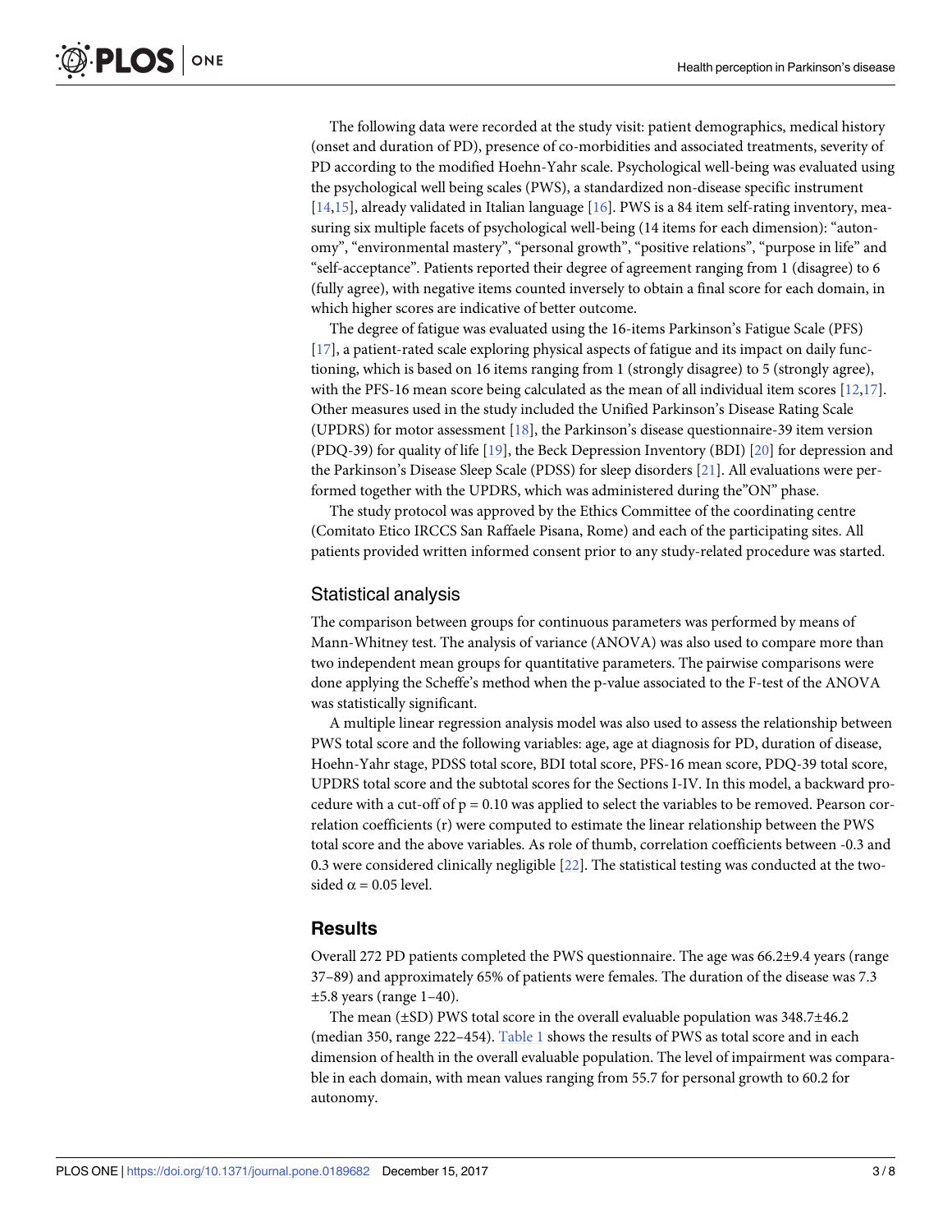The following data were recorded at the study visit: patient demographics, medical history (onset and duration of PD), presence of co-morbidities and associated treatments, severity of PD according to the modified Hoehn-Yahr scale. Psychological well-being was evaluated using the psychological well being scales (PWS), a standardized non-disease specific instrument [14,15], already validated in Italian language [16]. PWS is a 84 item self-rating inventory, measuring six multiple facets of psychological well-being (14 items for each dimension): "autonomy", "environmental mastery", "personal growth", "positive relations", "purpose in life" and "self-acceptance". Patients reported their degree of agreement ranging from 1 (disagree) to 6 (fully agree), with negative items counted inversely to obtain a final score for each domain, in which higher scores are indicative of better outcome.

The degree of fatigue was evaluated using the 16-items Parkinson's Fatigue Scale (PFS) [17], a patient-rated scale exploring physical aspects of fatigue and its impact on daily functioning, which is based on 16 items ranging from 1 (strongly disagree) to 5 (strongly agree), with the PFS-16 mean score being calculated as the mean of all individual item scores [12,17]. Other measures used in the study included the Unified Parkinson's Disease Rating Scale (UPDRS) for motor assessment [18], the Parkinson's disease questionnaire-39 item version (PDQ-39) for quality of life [19], the Beck Depression Inventory (BDI) [20] for depression and the Parkinson's Disease Sleep Scale (PDSS) for sleep disorders [21]. All evaluations were performed together with the UPDRS, which was administered during the"ON" phase.

The study protocol was approved by the Ethics Committee of the coordinating centre (Comitato Etico IRCCS San Raffaele Pisana, Rome) and each of the participating sites. All patients provided written informed consent prior to any study-related procedure was started.

## Statistical analysis

The comparison between groups for continuous parameters was performed by means of Mann-Whitney test. The analysis of variance (ANOVA) was also used to compare more than two independent mean groups for quantitative parameters. The pairwise comparisons were done applying the Scheffe's method when the p-value associated to the F-test of the ANOVA was statistically significant.

A multiple linear regression analysis model was also used to assess the relationship between PWS total score and the following variables: age, age at diagnosis for PD, duration of disease, Hoehn-Yahr stage, PDSS total score, BDI total score, PFS-16 mean score, PDQ-39 total score, UPDRS total score and the subtotal scores for the Sections I-IV. In this model, a backward procedure with a cut-off of $p = 0.10$ was applied to select the variables to be removed. Pearson correlation coefficients (r) were computed to estimate the linear relationship between the PWS total score and the above variables. As role of thumb, correlation coefficients between -0.3 and 0.3 were considered clinically negligible [22]. The statistical testing was conducted at the two-sided $\alpha = 0.05$ level.

## Results

Overall 272 PD patients completed the PWS questionnaire. The age was 66.2±9.4 years (range 37–89) and approximately 65% of patients were females. The duration of the disease was 7.3 ±5.8 years (range 1–40).

The mean (±SD) PWS total score in the overall evaluable population was 348.7±46.2 (median 350, range 222–454). Table 1 shows the results of PWS as total score and in each dimension of health in the overall evaluable population. The level of impairment was comparable in each domain, with mean values ranging from 55.7 for personal growth to 60.2 for autonomy.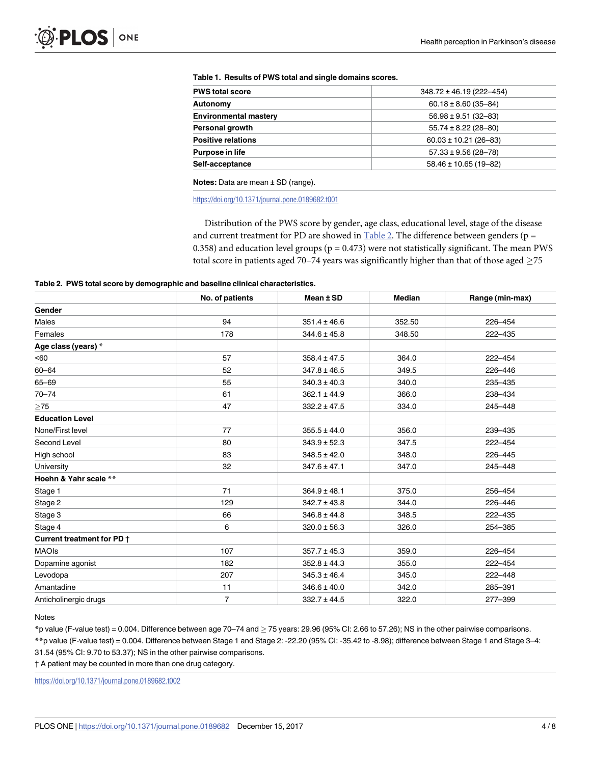**Table 1. Results of PWS total and single domains scores.**

| | |
|---|---|
| **PWS total score** | 348.72 ± 46.19 (222–454) |
| **Autonomy** | 60.18 ± 8.60 (35–84) |
| **Environmental mastery** | 56.98 ± 9.51 (32–83) |
| **Personal growth** | 55.74 ± 8.22 (28–80) |
| **Positive relations** | 60.03 ± 10.21 (26–83) |
| **Purpose in life** | 57.33 ± 9.56 (28–78) |
| **Self-acceptance** | 58.46 ± 10.65 (19–82) |

**Notes:** Data are mean ± SD (range).

https://doi.org/10.1371/journal.pone.0189682.t001

Distribution of the PWS score by gender, age class, educational level, stage of the disease and current treatment for PD are showed in Table 2. The difference between genders (p = 0.358) and education level groups (p = 0.473) were not statistically significant. The mean PWS total score in patients aged 70–74 years was significantly higher than that of those aged ≥75

**Table 2. PWS total score by demographic and baseline clinical characteristics.**

| | No. of patients | Mean ± SD | Median | Range (min-max) |
|---|---|---|---|---|
| **Gender** | | | | |
| Males | 94 | 351.4 ± 46.6 | 352.50 | 226–454 |
| Females | 178 | 344.6 ± 45.8 | 348.50 | 222–435 |
| **Age class (years)** * | | | | |
| <60 | 57 | 358.4 ± 47.5 | 364.0 | 222–454 |
| 60–64 | 52 | 347.8 ± 46.5 | 349.5 | 226–446 |
| 65–69 | 55 | 340.3 ± 40.3 | 340.0 | 235–435 |
| 70–74 | 61 | 362.1 ± 44.9 | 366.0 | 238–434 |
| ≥75 | 47 | 332.2 ± 47.5 | 334.0 | 245–448 |
| **Education Level** | | | | |
| None/First level | 77 | 355.5 ± 44.0 | 356.0 | 239–435 |
| Second Level | 80 | 343.9 ± 52.3 | 347.5 | 222–454 |
| High school | 83 | 348.5 ± 42.0 | 348.0 | 226–445 |
| University | 32 | 347.6 ± 47.1 | 347.0 | 245–448 |
| **Hoehn & Yahr scale** ** | | | | |
| Stage 1 | 71 | 364.9 ± 48.1 | 375.0 | 256–454 |
| Stage 2 | 129 | 342.7 ± 43.8 | 344.0 | 226–446 |
| Stage 3 | 66 | 346.8 ± 44.8 | 348.5 | 222–435 |
| Stage 4 | 6 | 320.0 ± 56.3 | 326.0 | 254–385 |
| **Current treatment for PD** † | | | | |
| MAOIs | 107 | 357.7 ± 45.3 | 359.0 | 226–454 |
| Dopamine agonist | 182 | 352.8 ± 44.3 | 355.0 | 222–454 |
| Levodopa | 207 | 345.3 ± 46.4 | 345.0 | 222–448 |
| Amantadine | 11 | 346.6 ± 40.0 | 342.0 | 285–391 |
| Anticholinergic drugs | 7 | 332.7 ± 44.5 | 322.0 | 277–399 |

Notes

*p value (F-value test) = 0.004. Difference between age 70–74 and ≥ 75 years: 29.96 (95% CI: 2.66 to 57.26); NS in the other pairwise comparisons.

**p value (F-value test) = 0.004. Difference between Stage 1 and Stage 2: -22.20 (95% CI: -35.42 to -8.98); difference between Stage 1 and Stage 3–4: 31.54 (95% CI: 9.70 to 53.37); NS in the other pairwise comparisons.

† A patient may be counted in more than one drug category.

https://doi.org/10.1371/journal.pone.0189682.t002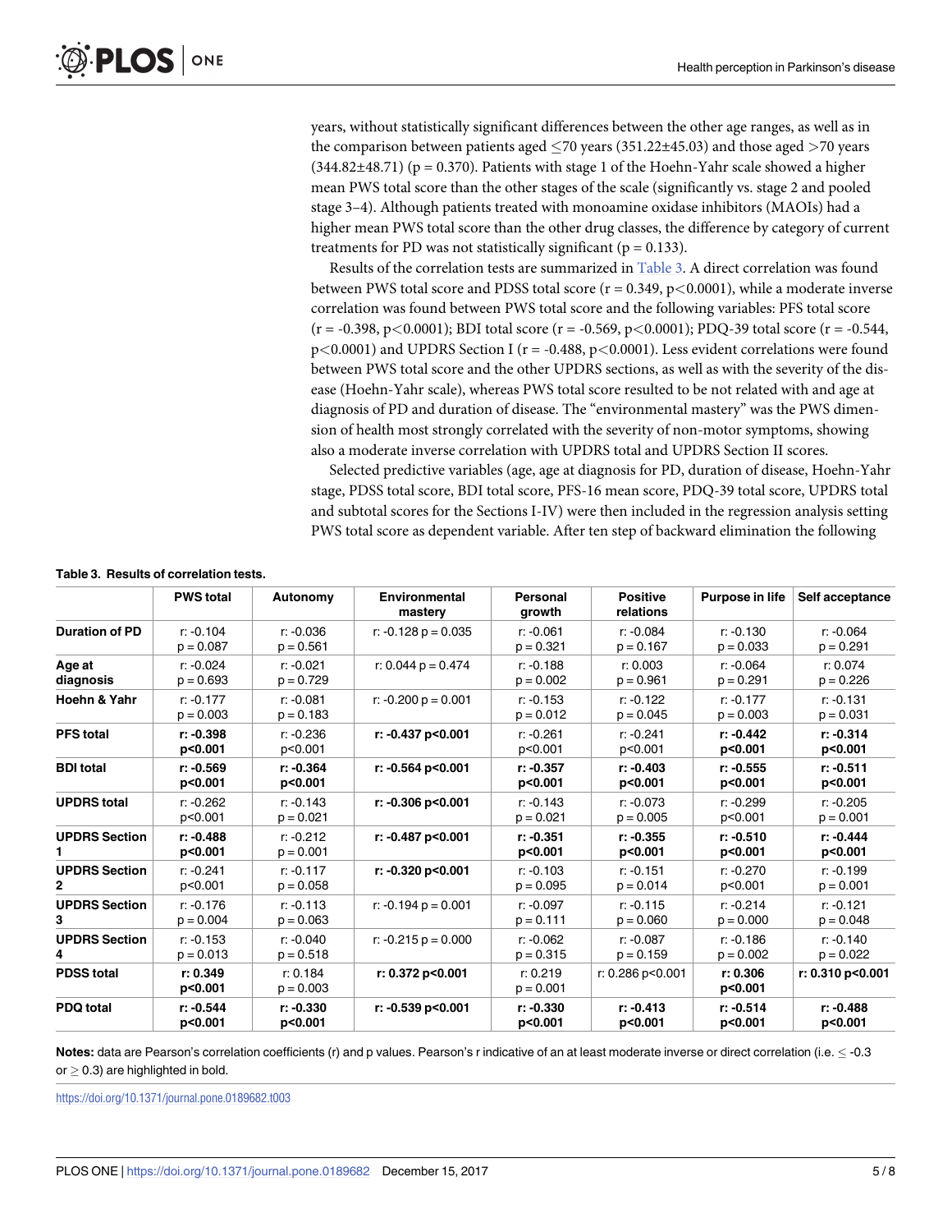years, without statistically significant differences between the other age ranges, as well as in the comparison between patients aged ≤70 years (351.22±45.03) and those aged >70 years (344.82±48.71) ($p = 0.370$). Patients with stage 1 of the Hoehn-Yahr scale showed a higher mean PWS total score than the other stages of the scale (significantly vs. stage 2 and pooled stage 3–4). Although patients treated with monoamine oxidase inhibitors (MAOIs) had a higher mean PWS total score than the other drug classes, the difference by category of current treatments for PD was not statistically significant ($p = 0.133$).

Results of the correlation tests are summarized in Table 3. A direct correlation was found between PWS total score and PDSS total score ($r = 0.349$, $p<0.0001$), while a moderate inverse correlation was found between PWS total score and the following variables: PFS total score ($r = -0.398$, $p<0.0001$); BDI total score ($r = -0.569$, $p<0.0001$); PDQ-39 total score ($r = -0.544$, $p<0.0001$) and UPDRS Section I ($r = -0.488$, $p<0.0001$). Less evident correlations were found between PWS total score and the other UPDRS sections, as well as with the severity of the disease (Hoehn-Yahr scale), whereas PWS total score resulted to be not related with and age at diagnosis of PD and duration of disease. The "environmental mastery" was the PWS dimension of health most strongly correlated with the severity of non-motor symptoms, showing also a moderate inverse correlation with UPDRS total and UPDRS Section II scores.

Selected predictive variables (age, age at diagnosis for PD, duration of disease, Hoehn-Yahr stage, PDSS total score, BDI total score, PFS-16 mean score, PDQ-39 total score, UPDRS total and subtotal scores for the Sections I-IV) were then included in the regression analysis setting PWS total score as dependent variable. After ten step of backward elimination the following

**Table 3. Results of correlation tests.**

| | PWS total | Autonomy | Environmental mastery | Personal growth | Positive relations | Purpose in life | Self acceptance |
|---|---|---|---|---|---|---|---|
| **Duration of PD** | r: -0.104 p = 0.087 | r: -0.036 p = 0.561 | r: -0.128 p = 0.035 | r: -0.061 p = 0.321 | r: -0.084 p = 0.167 | r: -0.130 p = 0.033 | r: -0.064 p = 0.291 |
| **Age at diagnosis** | r: -0.024 p = 0.693 | r: -0.021 p = 0.729 | r: 0.044 p = 0.474 | r: -0.188 p = 0.002 | r: 0.003 p = 0.961 | r: -0.064 p = 0.291 | r: 0.074 p = 0.226 |
| **Hoehn & Yahr** | r: -0.177 p = 0.003 | r: -0.081 p = 0.183 | r: -0.200 p = 0.001 | r: -0.153 p = 0.012 | r: -0.122 p = 0.045 | r: -0.177 p = 0.003 | r: -0.131 p = 0.031 |
| **PFS total** | **r: -0.398 p<0.001** | r: -0.236 p<0.001 | **r: -0.437 p<0.001** | r: -0.261 p<0.001 | r: -0.241 p<0.001 | **r: -0.442 p<0.001** | **r: -0.314 p<0.001** |
| **BDI total** | **r: -0.569 p<0.001** | **r: -0.364 p<0.001** | **r: -0.564 p<0.001** | **r: -0.357 p<0.001** | **r: -0.403 p<0.001** | **r: -0.555 p<0.001** | **r: -0.511 p<0.001** |
| **UPDRS total** | r: -0.262 p<0.001 | r: -0.143 p = 0.021 | **r: -0.306 p<0.001** | r: -0.143 p = 0.021 | r: -0.073 p = 0.005 | r: -0.299 p<0.001 | r: -0.205 p = 0.001 |
| **UPDRS Section 1** | **r: -0.488 p<0.001** | r: -0.212 p = 0.001 | **r: -0.487 p<0.001** | **r: -0.351 p<0.001** | **r: -0.355 p<0.001** | **r: -0.510 p<0.001** | **r: -0.444 p<0.001** |
| **UPDRS Section 2** | r: -0.241 p<0.001 | r: -0.117 p = 0.058 | **r: -0.320 p<0.001** | r: -0.103 p = 0.095 | r: -0.151 p = 0.014 | r: -0.270 p<0.001 | r: -0.199 p = 0.001 |
| **UPDRS Section 3** | r: -0.176 p = 0.004 | r: -0.113 p = 0.063 | r: -0.194 p = 0.001 | r: -0.097 p = 0.111 | r: -0.115 p = 0.060 | r: -0.214 p = 0.000 | r: -0.121 p = 0.048 |
| **UPDRS Section 4** | r: -0.153 p = 0.013 | r: -0.040 p = 0.518 | r: -0.215 p = 0.000 | r: -0.062 p = 0.315 | r: -0.087 p = 0.159 | r: -0.186 p = 0.002 | r: -0.140 p = 0.022 |
| **PDSS total** | **r: 0.349 p<0.001** | r: 0.184 p = 0.003 | **r: 0.372 p<0.001** | r: 0.219 p = 0.001 | r: 0.286 p<0.001 | **r: 0.306 p<0.001** | **r: 0.310 p<0.001** |
| **PDQ total** | **r: -0.544 p<0.001** | **r: -0.330 p<0.001** | **r: -0.539 p<0.001** | **r: -0.330 p<0.001** | **r: -0.413 p<0.001** | **r: -0.514 p<0.001** | **r: -0.488 p<0.001** |

**Notes:** data are Pearson's correlation coefficients (r) and p values. Pearson's r indicative of an at least moderate inverse or direct correlation (i.e. ≤ -0.3 or ≥ 0.3) are highlighted in bold.

https://doi.org/10.1371/journal.pone.0189682.t003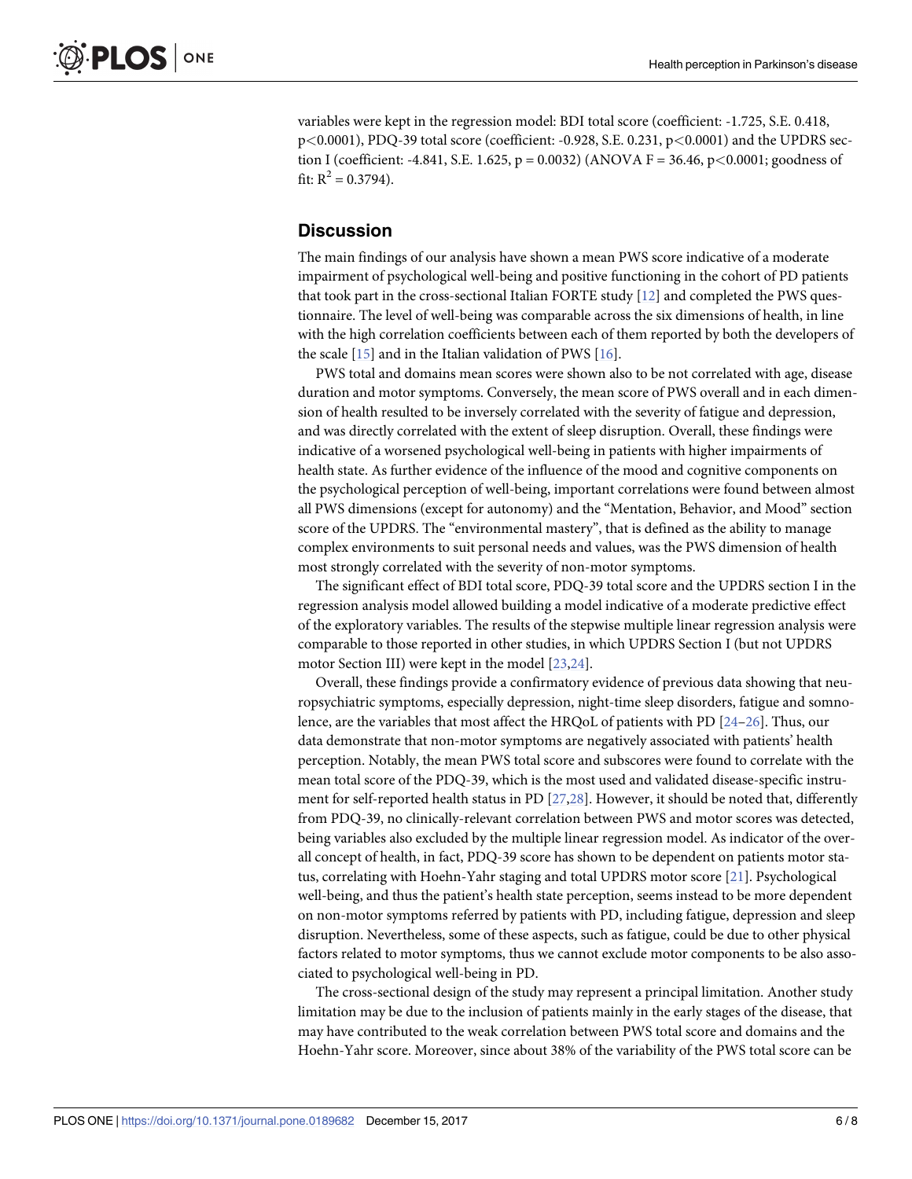variables were kept in the regression model: BDI total score (coefficient: -1.725, S.E. 0.418, $p<0.0001$), PDQ-39 total score (coefficient: -0.928, S.E. 0.231, $p<0.0001$) and the UPDRS section I (coefficient: -4.841, S.E. 1.625, $p = 0.0032$) (ANOVA $F = 36.46$, $p<0.0001$; goodness of fit: $R^2 = 0.3794$).

## Discussion

The main findings of our analysis have shown a mean PWS score indicative of a moderate impairment of psychological well-being and positive functioning in the cohort of PD patients that took part in the cross-sectional Italian FORTE study [12] and completed the PWS questionnaire. The level of well-being was comparable across the six dimensions of health, in line with the high correlation coefficients between each of them reported by both the developers of the scale [15] and in the Italian validation of PWS [16].

PWS total and domains mean scores were shown also to be not correlated with age, disease duration and motor symptoms. Conversely, the mean score of PWS overall and in each dimension of health resulted to be inversely correlated with the severity of fatigue and depression, and was directly correlated with the extent of sleep disruption. Overall, these findings were indicative of a worsened psychological well-being in patients with higher impairments of health state. As further evidence of the influence of the mood and cognitive components on the psychological perception of well-being, important correlations were found between almost all PWS dimensions (except for autonomy) and the "Mentation, Behavior, and Mood" section score of the UPDRS. The "environmental mastery", that is defined as the ability to manage complex environments to suit personal needs and values, was the PWS dimension of health most strongly correlated with the severity of non-motor symptoms.

The significant effect of BDI total score, PDQ-39 total score and the UPDRS section I in the regression analysis model allowed building a model indicative of a moderate predictive effect of the exploratory variables. The results of the stepwise multiple linear regression analysis were comparable to those reported in other studies, in which UPDRS Section I (but not UPDRS motor Section III) were kept in the model [23,24].

Overall, these findings provide a confirmatory evidence of previous data showing that neuropsychiatric symptoms, especially depression, night-time sleep disorders, fatigue and somnolence, are the variables that most affect the HRQoL of patients with PD [24–26]. Thus, our data demonstrate that non-motor symptoms are negatively associated with patients' health perception. Notably, the mean PWS total score and subscores were found to correlate with the mean total score of the PDQ-39, which is the most used and validated disease-specific instrument for self-reported health status in PD [27,28]. However, it should be noted that, differently from PDQ-39, no clinically-relevant correlation between PWS and motor scores was detected, being variables also excluded by the multiple linear regression model. As indicator of the overall concept of health, in fact, PDQ-39 score has shown to be dependent on patients motor status, correlating with Hoehn-Yahr staging and total UPDRS motor score [21]. Psychological well-being, and thus the patient's health state perception, seems instead to be more dependent on non-motor symptoms referred by patients with PD, including fatigue, depression and sleep disruption. Nevertheless, some of these aspects, such as fatigue, could be due to other physical factors related to motor symptoms, thus we cannot exclude motor components to be also associated to psychological well-being in PD.

The cross-sectional design of the study may represent a principal limitation. Another study limitation may be due to the inclusion of patients mainly in the early stages of the disease, that may have contributed to the weak correlation between PWS total score and domains and the Hoehn-Yahr score. Moreover, since about 38% of the variability of the PWS total score can be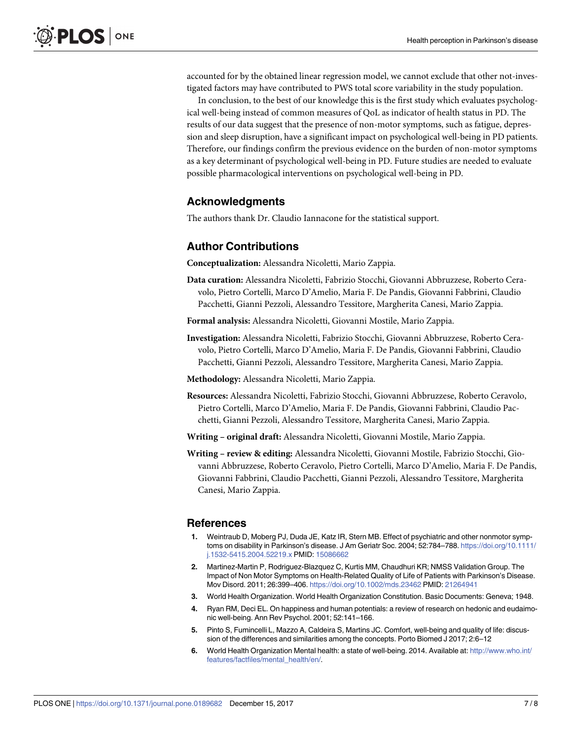accounted for by the obtained linear regression model, we cannot exclude that other not-investigated factors may have contributed to PWS total score variability in the study population.

In conclusion, to the best of our knowledge this is the first study which evaluates psychological well-being instead of common measures of QoL as indicator of health status in PD. The results of our data suggest that the presence of non-motor symptoms, such as fatigue, depression and sleep disruption, have a significant impact on psychological well-being in PD patients. Therefore, our findings confirm the previous evidence on the burden of non-motor symptoms as a key determinant of psychological well-being in PD. Future studies are needed to evaluate possible pharmacological interventions on psychological well-being in PD.

## Acknowledgments

The authors thank Dr. Claudio Iannacone for the statistical support.

## Author Contributions

**Conceptualization:** Alessandra Nicoletti, Mario Zappia.

**Data curation:** Alessandra Nicoletti, Fabrizio Stocchi, Giovanni Abbruzzese, Roberto Ceravolo, Pietro Cortelli, Marco D'Amelio, Maria F. De Pandis, Giovanni Fabbrini, Claudio Pacchetti, Gianni Pezzoli, Alessandro Tessitore, Margherita Canesi, Mario Zappia.

**Formal analysis:** Alessandra Nicoletti, Giovanni Mostile, Mario Zappia.

**Investigation:** Alessandra Nicoletti, Fabrizio Stocchi, Giovanni Abbruzzese, Roberto Ceravolo, Pietro Cortelli, Marco D'Amelio, Maria F. De Pandis, Giovanni Fabbrini, Claudio Pacchetti, Gianni Pezzoli, Alessandro Tessitore, Margherita Canesi, Mario Zappia.

**Methodology:** Alessandra Nicoletti, Mario Zappia.

**Resources:** Alessandra Nicoletti, Fabrizio Stocchi, Giovanni Abbruzzese, Roberto Ceravolo, Pietro Cortelli, Marco D'Amelio, Maria F. De Pandis, Giovanni Fabbrini, Claudio Pacchetti, Gianni Pezzoli, Alessandro Tessitore, Margherita Canesi, Mario Zappia.

**Writing – original draft:** Alessandra Nicoletti, Giovanni Mostile, Mario Zappia.

**Writing – review & editing:** Alessandra Nicoletti, Giovanni Mostile, Fabrizio Stocchi, Giovanni Abbruzzese, Roberto Ceravolo, Pietro Cortelli, Marco D'Amelio, Maria F. De Pandis, Giovanni Fabbrini, Claudio Pacchetti, Gianni Pezzoli, Alessandro Tessitore, Margherita Canesi, Mario Zappia.

## References

1. Weintraub D, Moberg PJ, Duda JE, Katz IR, Stern MB. Effect of psychiatric and other nonmotor symptoms on disability in Parkinson's disease. J Am Geriatr Soc. 2004; 52:784–788. https://doi.org/10.1111/j.1532-5415.2004.52219.x PMID: 15086662
2. Martinez-Martin P, Rodriguez-Blazquez C, Kurtis MM, Chaudhuri KR; NMSS Validation Group. The Impact of Non Motor Symptoms on Health-Related Quality of Life of Patients with Parkinson's Disease. Mov Disord. 2011; 26:399–406. https://doi.org/10.1002/mds.23462 PMID: 21264941
3. World Health Organization. World Health Organization Constitution. Basic Documents: Geneva; 1948.
4. Ryan RM, Deci EL. On happiness and human potentials: a review of research on hedonic and eudaimonic well-being. Ann Rev Psychol. 2001; 52:141–166.
5. Pinto S, Fumincelli L, Mazzo A, Caldeira S, Martins JC. Comfort, well-being and quality of life: discussion of the differences and similarities among the concepts. Porto Biomed J 2017; 2:6–12
6. World Health Organization Mental health: a state of well-being. 2014. Available at: http://www.who.int/features/factfiles/mental_health/en/.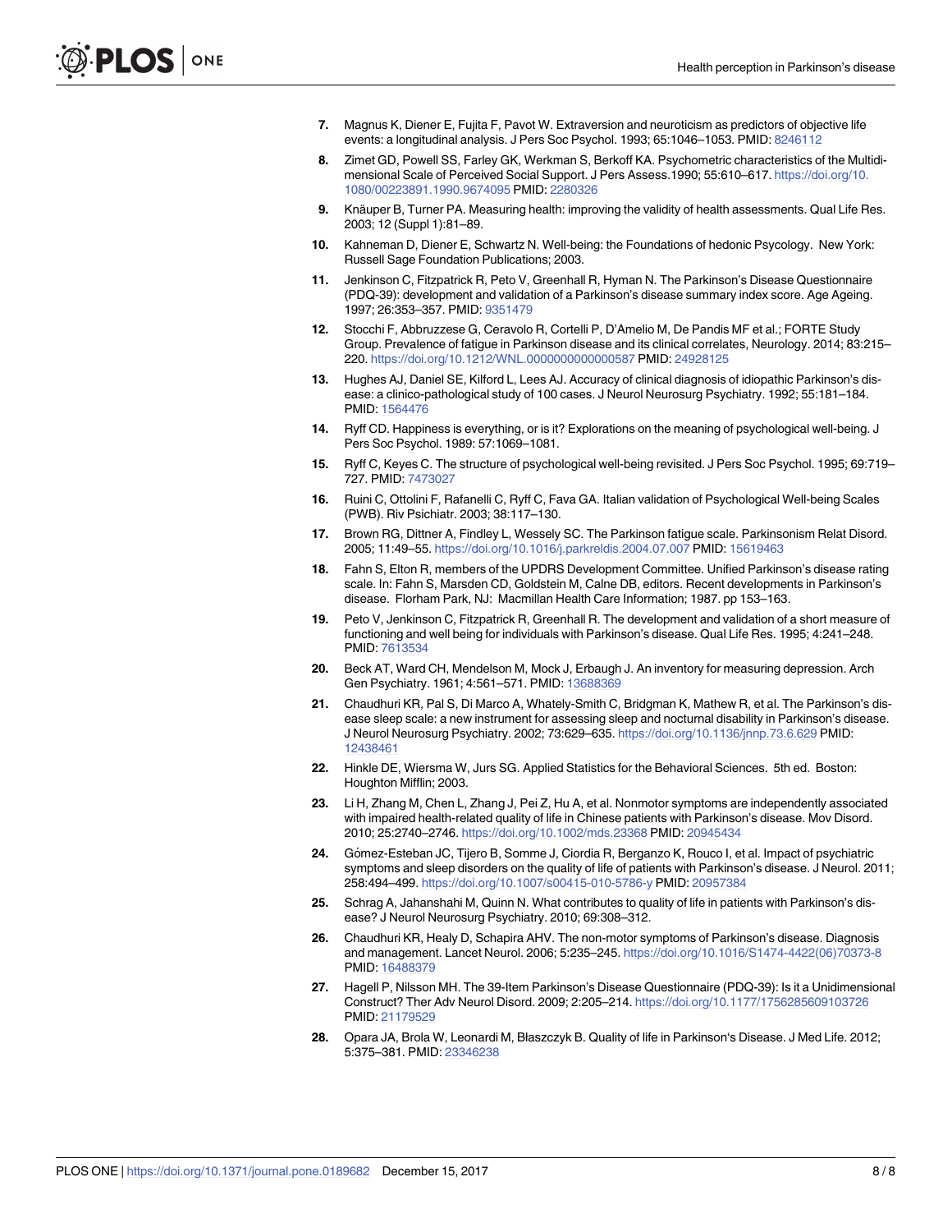7. Magnus K, Diener E, Fujita F, Pavot W. Extraversion and neuroticism as predictors of objective life events: a longitudinal analysis. J Pers Soc Psychol. 1993; 65:1046–1053. PMID: 8246112
8. Zimet GD, Powell SS, Farley GK, Werkman S, Berkoff KA. Psychometric characteristics of the Multidimensional Scale of Perceived Social Support. J Pers Assess.1990; 55:610–617. https://doi.org/10.1080/00223891.1990.9674095 PMID: 2280326
9. Knäuper B, Turner PA. Measuring health: improving the validity of health assessments. Qual Life Res. 2003; 12 (Suppl 1):81–89.
10. Kahneman D, Diener E, Schwartz N. Well-being: the Foundations of hedonic Psycology. New York: Russell Sage Foundation Publications; 2003.
11. Jenkinson C, Fitzpatrick R, Peto V, Greenhall R, Hyman N. The Parkinson's Disease Questionnaire (PDQ-39): development and validation of a Parkinson's disease summary index score. Age Ageing. 1997; 26:353–357. PMID: 9351479
12. Stocchi F, Abbruzzese G, Ceravolo R, Cortelli P, D'Amelio M, De Pandis MF et al.; FORTE Study Group. Prevalence of fatigue in Parkinson disease and its clinical correlates, Neurology. 2014; 83:215–220. https://doi.org/10.1212/WNL.0000000000000587 PMID: 24928125
13. Hughes AJ, Daniel SE, Kilford L, Lees AJ. Accuracy of clinical diagnosis of idiopathic Parkinson's disease: a clinico-pathological study of 100 cases. J Neurol Neurosurg Psychiatry. 1992; 55:181–184. PMID: 1564476
14. Ryff CD. Happiness is everything, or is it? Explorations on the meaning of psychological well-being. J Pers Soc Psychol. 1989: 57:1069–1081.
15. Ryff C, Keyes C. The structure of psychological well-being revisited. J Pers Soc Psychol. 1995; 69:719–727. PMID: 7473027
16. Ruini C, Ottolini F, Rafanelli C, Ryff C, Fava GA. Italian validation of Psychological Well-being Scales (PWB). Riv Psichiatr. 2003; 38:117–130.
17. Brown RG, Dittner A, Findley L, Wessely SC. The Parkinson fatigue scale. Parkinsonism Relat Disord. 2005; 11:49–55. https://doi.org/10.1016/j.parkreldis.2004.07.007 PMID: 15619463
18. Fahn S, Elton R, members of the UPDRS Development Committee. Unified Parkinson's disease rating scale. In: Fahn S, Marsden CD, Goldstein M, Calne DB, editors. Recent developments in Parkinson's disease. Florham Park, NJ: Macmillan Health Care Information; 1987. pp 153–163.
19. Peto V, Jenkinson C, Fitzpatrick R, Greenhall R. The development and validation of a short measure of functioning and well being for individuals with Parkinson's disease. Qual Life Res. 1995; 4:241–248. PMID: 7613534
20. Beck AT, Ward CH, Mendelson M, Mock J, Erbaugh J. An inventory for measuring depression. Arch Gen Psychiatry. 1961; 4:561–571. PMID: 13688369
21. Chaudhuri KR, Pal S, Di Marco A, Whately-Smith C, Bridgman K, Mathew R, et al. The Parkinson's disease sleep scale: a new instrument for assessing sleep and nocturnal disability in Parkinson's disease. J Neurol Neurosurg Psychiatry. 2002; 73:629–635. https://doi.org/10.1136/jnnp.73.6.629 PMID: 12438461
22. Hinkle DE, Wiersma W, Jurs SG. Applied Statistics for the Behavioral Sciences. 5th ed. Boston: Houghton Mifflin; 2003.
23. Li H, Zhang M, Chen L, Zhang J, Pei Z, Hu A, et al. Nonmotor symptoms are independently associated with impaired health-related quality of life in Chinese patients with Parkinson's disease. Mov Disord. 2010; 25:2740–2746. https://doi.org/10.1002/mds.23368 PMID: 20945434
24. Gómez-Esteban JC, Tijero B, Somme J, Ciordia R, Berganzo K, Rouco I, et al. Impact of psychiatric symptoms and sleep disorders on the quality of life of patients with Parkinson's disease. J Neurol. 2011; 258:494–499. https://doi.org/10.1007/s00415-010-5786-y PMID: 20957384
25. Schrag A, Jahanshahi M, Quinn N. What contributes to quality of life in patients with Parkinson's disease? J Neurol Neurosurg Psychiatry. 2010; 69:308–312.
26. Chaudhuri KR, Healy D, Schapira AHV. The non-motor symptoms of Parkinson's disease. Diagnosis and management. Lancet Neurol. 2006; 5:235–245. https://doi.org/10.1016/S1474-4422(06)70373-8 PMID: 16488379
27. Hagell P, Nilsson MH. The 39-Item Parkinson's Disease Questionnaire (PDQ-39): Is it a Unidimensional Construct? Ther Adv Neurol Disord. 2009; 2:205–214. https://doi.org/10.1177/1756285609103726 PMID: 21179529
28. Opara JA, Brola W, Leonardi M, Błaszczyk B. Quality of life in Parkinson's Disease. J Med Life. 2012; 5:375–381. PMID: 23346238